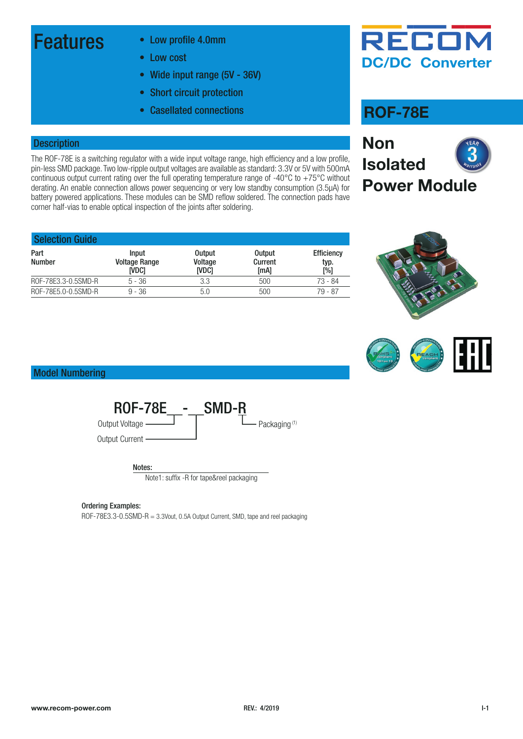# RECOM

**DC/DC Converter**

## ROF-78E

## Non Isolated Power Module

## Features

- Low profile 4.0mm
- Low cost
- Wide input range (5V - 36V)
- Short circuit protection
- Casellated connections

## Description

The ROF-78E is a switching regulator with a wide input voltage range, high efficiency and a low profile, pin-less SMD package. Two low-ripple output voltages are available as standard: 3.3V or 5V with 500mA continuous output current rating over the full operating temperature range of -40°C to +75°C without derating. An enable connection allows power sequencing or very low standby consumption (3.5µA) for battery powered applications. These modules can be SMD reflow soldered. The connection pads have corner half-vias to enable optical inspection of the joints after soldering.

## Selection Guide

| Part Number | Input Voltage Range [VDC] | Output Voltage [VDC] | Output Current [mA] | Efficiency typ. [%] |
|---|---|---|---|---|
| ROF-78E3.3-0.5SMD-R | 5 - 36 | 3.3 | 500 | 73 - 84 |
| ROF-78E5.0-0.5SMD-R | 9 - 36 | 5.0 | 500 | 79 - 87 |

## Model Numbering

ROF-78E__-__SMD-R

- Output Voltage
- Output Current
- Packaging [1]

**Notes:**

Note1: suffix -R for tape&reel packaging

**Ordering Examples:**

ROF-78E3.3-0.5SMD-R = 3.3Vout, 0.5A Output Current, SMD, tape and reel packaging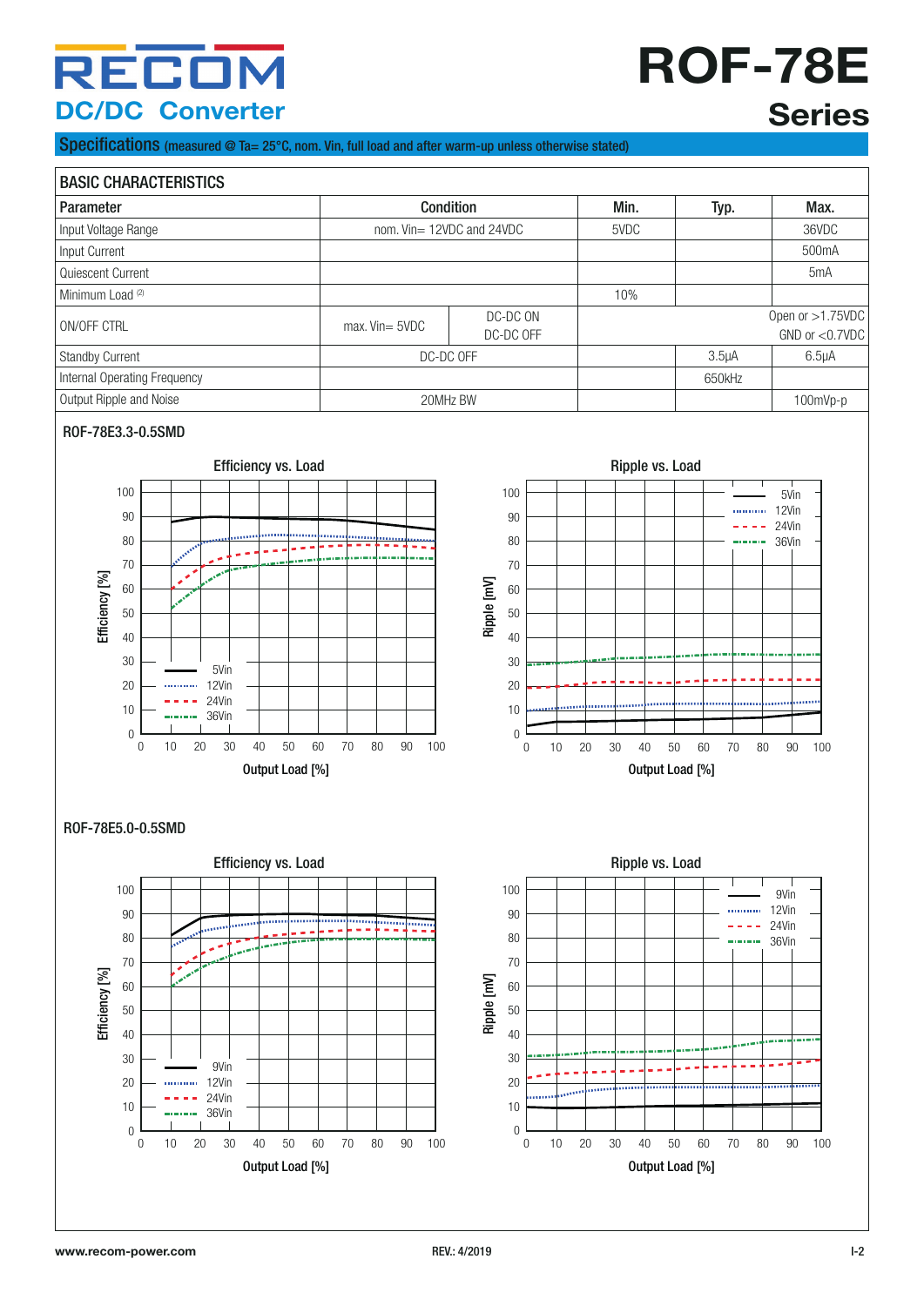**Specifications** (measured @ Ta= 25°C, nom. Vin, full load and after warm-up unless otherwise stated)

## BASIC CHARACTERISTICS

| Parameter | Condition | | Min. | Typ. | Max. |
|---|---|---|---|---|---|
| Input Voltage Range | nom. Vin= 12VDC and 24VDC | | 5VDC | | 36VDC |
| Input Current | | | | | 500mA |
| Quiescent Current | | | | | 5mA |
| Minimum Load [2] | | | 10% | | |
| ON/OFF CTRL | max. Vin= 5VDC | DC-DC ON | | | Open or >1.75VDC |
| | | DC-DC OFF | | | GND or <0.7VDC |
| Standby Current | DC-DC OFF | | | 3.5µA | 6.5µA |
| Internal Operating Frequency | | | | 650kHz | |
| Output Ripple and Noise | 20MHz BW | | | | 100mVp-p |

### ROF-78E3.3-0.5SMD

**Efficiency vs. Load**

Efficiency [%] vs. Output Load [%] (curves: 5Vin, 12Vin, 24Vin, 36Vin)

**Ripple vs. Load**

Ripple [mV] vs. Output Load [%] (curves: 5Vin, 12Vin, 24Vin, 36Vin)

### ROF-78E5.0-0.5SMD

**Efficiency vs. Load**

Efficiency [%] vs. Output Load [%] (curves: 9Vin, 12Vin, 24Vin, 36Vin)

**Ripple vs. Load**

Ripple [mV] vs. Output Load [%] (curves: 9Vin, 12Vin, 24Vin, 36Vin)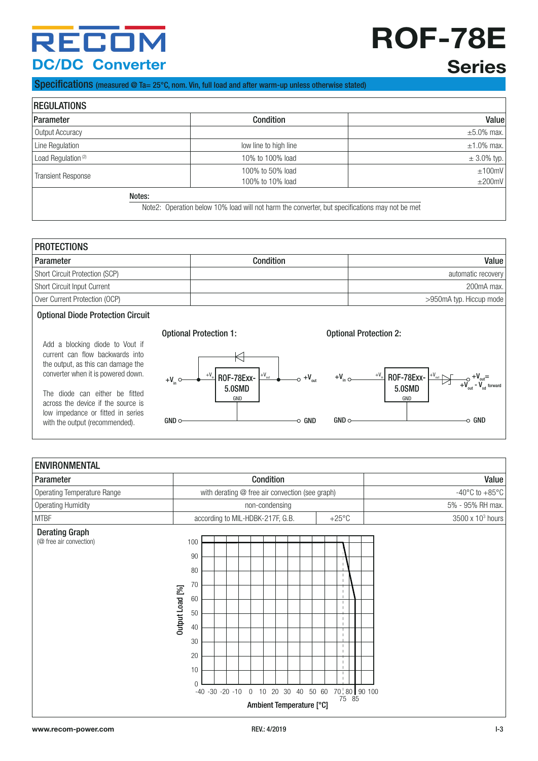# ROF-78E Series

## DC/DC Converter

**Specifications** (measured @ Ta= 25°C, nom. Vin, full load and after warm-up unless otherwise stated)

### REGULATIONS

| Parameter | Condition | Value |
|---|---|---|
| Output Accuracy | | ±5.0% max. |
| Line Regulation | low line to high line | ±1.0% max. |
| Load Regulation [2] | 10% to 100% load | ± 3.0% typ. |
| Transient Response | 100% to 50% load<br>100% to 10% load | ±100mV<br>±200mV |

**Notes:**

Note2: Operation below 10% load will not harm the converter, but specifications may not be met

### PROTECTIONS

| Parameter | Condition | Value |
|---|---|---|
| Short Circuit Protection (SCP) | | automatic recovery |
| Short Circuit Input Current | | 200mA max. |
| Over Current Protection (OCP) | | >950mA typ. Hiccup mode |

**Optional Diode Protection Circuit**

Add a blocking diode to Vout if current can flow backwards into the output, as this can damage the converter when it is powered down.

The diode can either be fitted across the device if the source is low impedance or fitted in series with the output (recommended).

**Optional Protection 1:**

$+V_{in}$ — ROF-78Exx-5.0SMD — $+V_{out}$ (diode across device); GND — GND

**Optional Protection 2:**

$+V_{in}$ — ROF-78Exx-5.0SMD — diode in series — $+V_{out} = +V_{out} - V_{sd\ forward}$; GND — GND

### ENVIRONMENTAL

| Parameter | Condition | | Value |
|---|---|---|---|
| Operating Temperature Range | with derating @ free air convection (see graph) | | -40°C to +85°C |
| Operating Humidity | non-condensing | | 5% - 95% RH max. |
| MTBF | according to MIL-HDBK-217F, G.B. | +25°C | 3500 x $10^3$ hours |

**Derating Graph**
(@ free air convection)

Output Load [%] (0–100) vs. Ambient Temperature [°C] (-40 to 100): 100% load from -40°C to 75°C, derating to 60% at 85°C.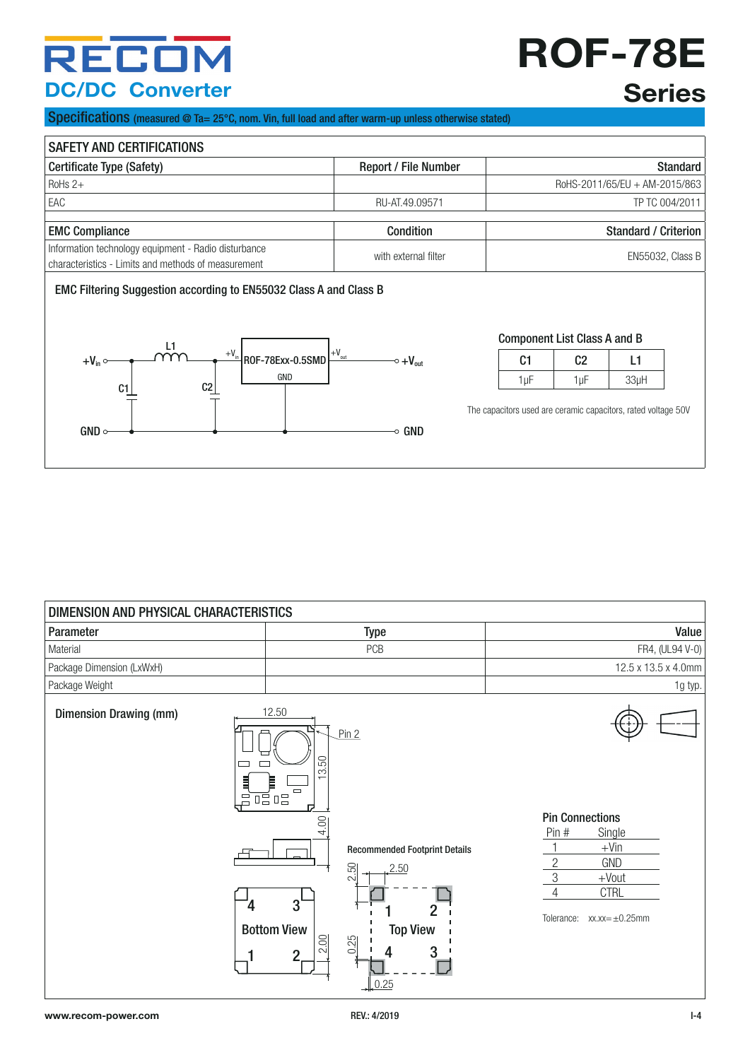# RECOM DC/DC Converter

# ROF-78E Series

## Specifications (measured @ Ta= 25°C, nom. Vin, full load and after warm-up unless otherwise stated)

### SAFETY AND CERTIFICATIONS

| Certificate Type (Safety) | Report / File Number | Standard |
|---|---|---|
| RoHs 2+ | | RoHS-2011/65/EU + AM-2015/863 |
| EAC | RU-AT.49.09571 | TP TC 004/2011 |

| EMC Compliance | Condition | Standard / Criterion |
|---|---|---|
| Information technology equipment - Radio disturbance characteristics - Limits and methods of measurement | with external filter | EN55032, Class B |

**EMC Filtering Suggestion according to EN55032 Class A and Class B**

+$V_{in}$ — L1 — +$V_{in}$ ROF-78Exx-0.5SMD +$V_{out}$ — +$V_{out}$; C1, C2; GND

**Component List Class A and B**

| C1 | C2 | L1 |
|---|---|---|
| 1µF | 1µF | 33µH |

The capacitors used are ceramic capacitors, rated voltage 50V

### DIMENSION AND PHYSICAL CHARACTERISTICS

| Parameter | Type | Value |
|---|---|---|
| Material | PCB | FR4, (UL94 V-0) |
| Package Dimension (LxWxH) | | 12.5 x 13.5 x 4.0mm |
| Package Weight | | 1g typ. |

**Dimension Drawing (mm)**

12.50; 13.50; Pin 2; 4.00; Bottom View (4, 3, 1, 2); 2.00

**Recommended Footprint Details**

2.50; 2.50; Top View (1, 2, 4, 3); 0.25; 0.25

**Pin Connections**

| Pin # | Single |
|---|---|
| 1 | +Vin |
| 2 | GND |
| 3 | +Vout |
| 4 | CTRL |

Tolerance: xx.xx= ±0.25mm

www.recom-power.com REV.: 4/2019 I-4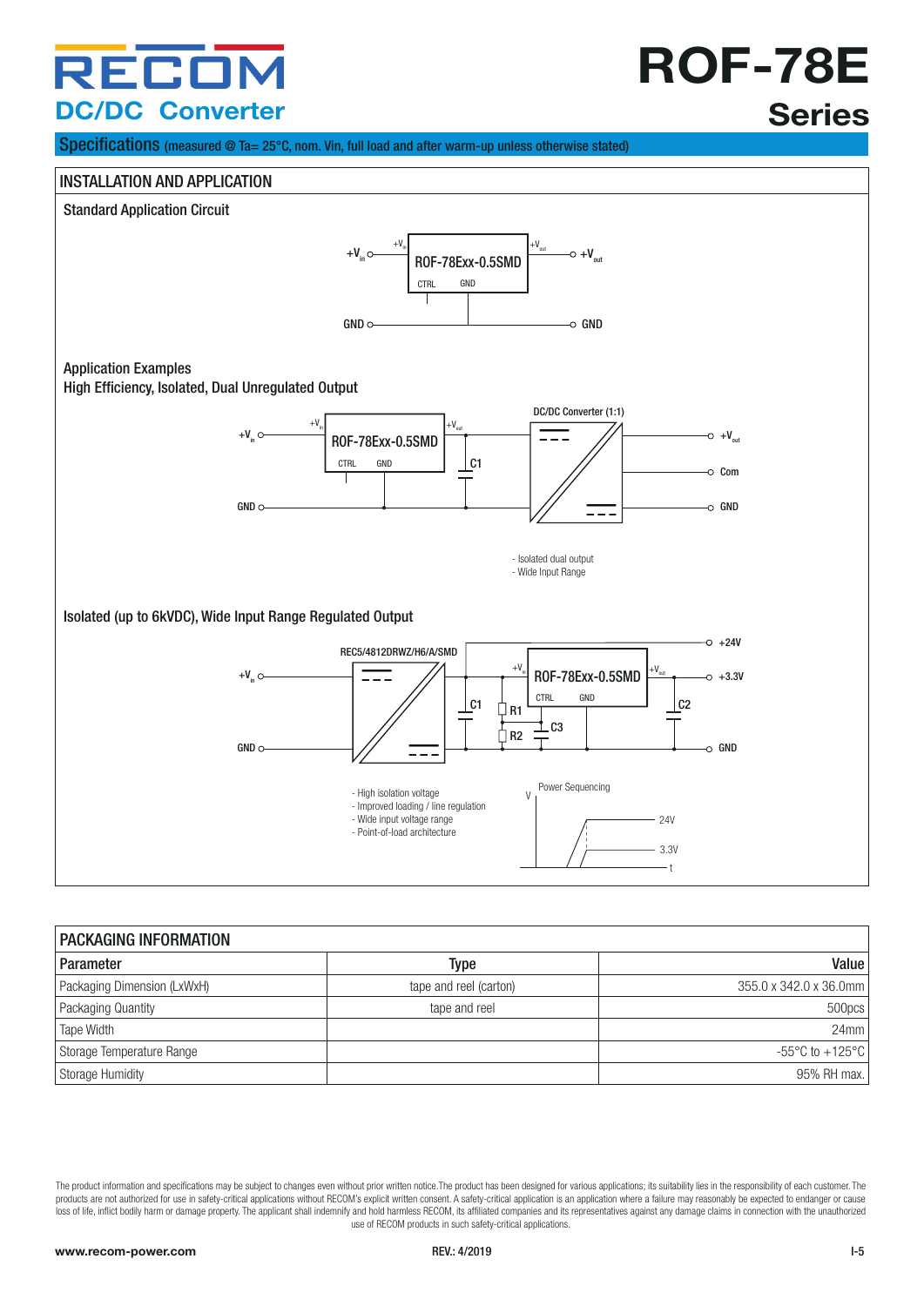# ROF-78E Series

## DC/DC Converter

**Specifications** (measured @ Ta= 25°C, nom. Vin, full load and after warm-up unless otherwise stated)

### INSTALLATION AND APPLICATION

**Standard Application Circuit**

+Vin
ROF-78Exx-0.5SMD
CTRL GND
+Vout
GND
GND

**Application Examples**

**High Efficiency, Isolated, Dual Unregulated Output**

+Vin
ROF-78Exx-0.5SMD
CTRL GND
C1
DC/DC Converter (1:1)
+Vout
Com
GND
GND

- Isolated dual output
- Wide Input Range

**Isolated (up to 6kVDC), Wide Input Range Regulated Output**

REC5/4812DRWZ/H6/A/SMD
+Vin
GND
C1
R1
R2
C3
ROF-78Exx-0.5SMD
CTRL GND
C2
+24V
+3.3V
GND

- High isolation voltage
- Improved loading / line regulation
- Wide input voltage range
- Point-of-load architecture

Power Sequencing
V
24V
3.3V
t

### PACKAGING INFORMATION

| Parameter | Type | Value |
|---|---|---|
| Packaging Dimension (LxWxH) | tape and reel (carton) | 355.0 x 342.0 x 36.0mm |
| Packaging Quantity | tape and reel | 500pcs |
| Tape Width | | 24mm |
| Storage Temperature Range | | -55°C to +125°C |
| Storage Humidity | | 95% RH max. |

The product information and specifications may be subject to changes even without prior written notice. The product has been designed for various applications; its suitability lies in the responsibility of each customer. The products are not authorized for use in safety-critical applications without RECOM's explicit written consent. A safety-critical application is an application where a failure may reasonably be expected to endanger or cause loss of life, inflict bodily harm or damage property. The applicant shall indemnify and hold harmless RECOM, its affiliated companies and its representatives against any damage claims in connection with the unauthorized use of RECOM products in such safety-critical applications.

www.recom-power.com REV.: 4/2019